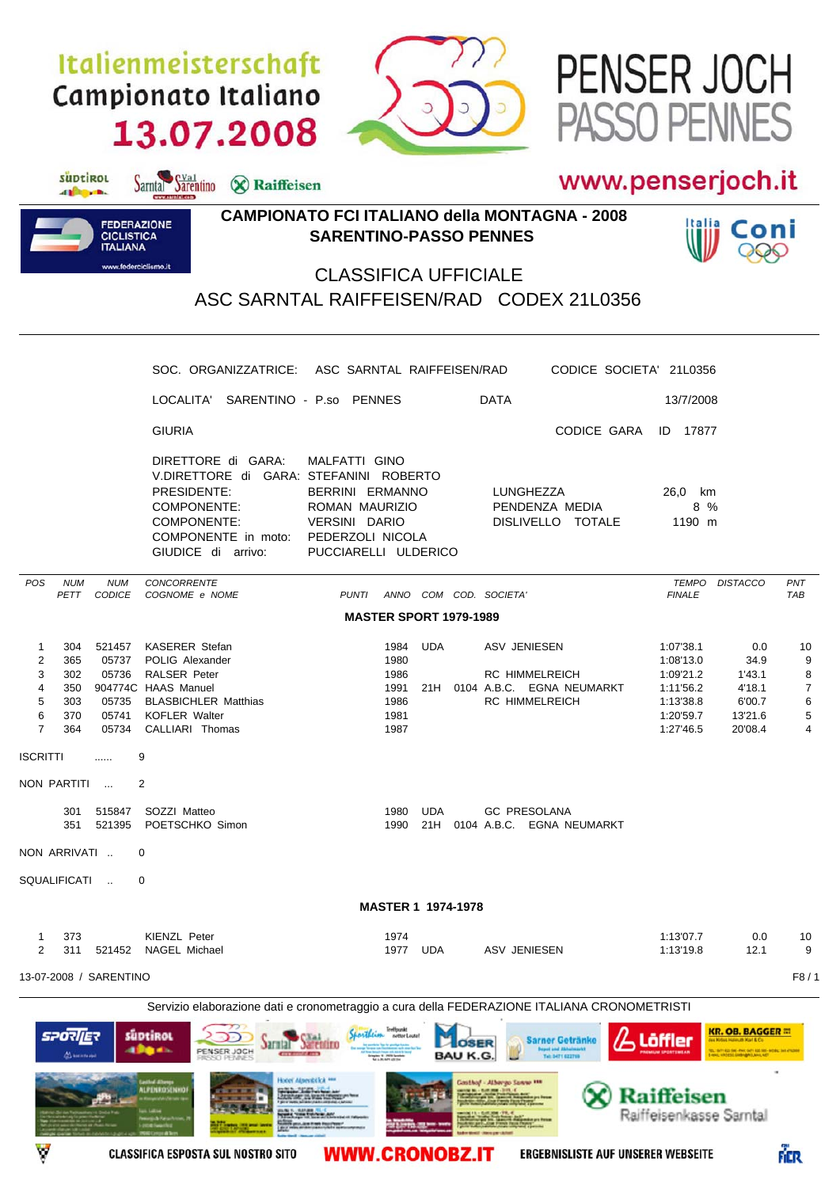Italienmeisterschaft
Campionato Italiano
13.07.2008

PENSER JOCH
PASSO PENNES

www.penserjoch.it

## CAMPIONATO FCI ITALIANO della MONTAGNA - 2008
## SARENTINO-PASSO PENNES

# CLASSIFICA UFFICIALE
# ASC SARNTAL RAIFFEISEN/RAD CODEX 21L0356

SOC. ORGANIZZATRICE: ASC SARNTAL RAIFFEISEN/RAD — CODICE SOCIETA' 21L0356

LOCALITA' SARENTINO - P.so PENNES — DATA 13/7/2008

GIURIA — CODICE GARA ID 17877

DIRETTORE di GARA: MALFATTI GINO
V.DIRETTORE di GARA: STEFANINI ROBERTO
PRESIDENTE: BERRINI ERMANNO
COMPONENTE: ROMAN MAURIZIO
COMPONENTE: VERSINI DARIO
COMPONENTE in moto: PEDERZOLI NICOLA
GIUDICE di arrivo: PUCCIARELLI ULDERICO

LUNGHEZZA 26,0 km
PENDENZA MEDIA 8 %
DISLIVELLO TOTALE 1190 m

### MASTER SPORT 1979-1989

| POS | NUM PETT | NUM CODICE | CONCORRENTE COGNOME e NOME | PUNTI | ANNO | COM | COD. | SOCIETA' | TEMPO FINALE | DISTACCO | PNT TAB |
|---|---|---|---|---|---|---|---|---|---|---|---|
| 1 | 304 | 521457 | KASERER Stefan | | 1984 | UDA | | ASV JENIESEN | 1:07'38.1 | 0.0 | 10 |
| 2 | 365 | 05737 | POLIG Alexander | | 1980 | | | | 1:08'13.0 | 34.9 | 9 |
| 3 | 302 | 05736 | RALSER Peter | | 1986 | | | RC HIMMELREICH | 1:09'21.2 | 1'43.1 | 8 |
| 4 | 350 | 904774C | HAAS Manuel | | 1991 | 21H | 0104 | A.B.C. EGNA NEUMARKT | 1:11'56.2 | 4'18.1 | 7 |
| 5 | 303 | 05735 | BLASBICHLER Matthias | | 1986 | | | RC HIMMELREICH | 1:13'38.8 | 6'00.7 | 6 |
| 6 | 370 | 05741 | KOFLER Walter | | 1981 | | | | 1:20'59.7 | 13'21.6 | 5 |
| 7 | 364 | 05734 | CALLIARI Thomas | | 1987 | | | | 1:27'46.5 | 20'08.4 | 4 |

ISCRITTI ...... 9

NON PARTITI ... 2

| NUM PETT | NUM CODICE | COGNOME e NOME | ANNO | COM | COD. | SOCIETA' |
|---|---|---|---|---|---|---|
| 301 | 515847 | SOZZI Matteo | 1980 | UDA | | GC PRESOLANA |
| 351 | 521395 | POETSCHKO Simon | 1990 | 21H | 0104 | A.B.C. EGNA NEUMARKT |

NON ARRIVATI .. 0

SQUALIFICATI .. 0

### MASTER 1 1974-1978

| POS | NUM PETT | NUM CODICE | CONCORRENTE COGNOME e NOME | PUNTI | ANNO | COM | COD. | SOCIETA' | TEMPO FINALE | DISTACCO | PNT TAB |
|---|---|---|---|---|---|---|---|---|---|---|---|
| 1 | 373 | | KIENZL Peter | | 1974 | | | | 1:13'07.7 | 0.0 | 10 |
| 2 | 311 | 521452 | NAGEL Michael | | 1977 | UDA | | ASV JENIESEN | 1:13'19.8 | 12.1 | 9 |

13-07-2008 / SARENTINO

Servizio elaborazione dati e cronometraggio a cura della FEDERAZIONE ITALIANA CRONOMETRISTI

CLASSIFICA ESPOSTA SUL NOSTRO SITO WWW.CRONOBZ.IT ERGEBNISLISTE AUF UNSERER WEBSEITE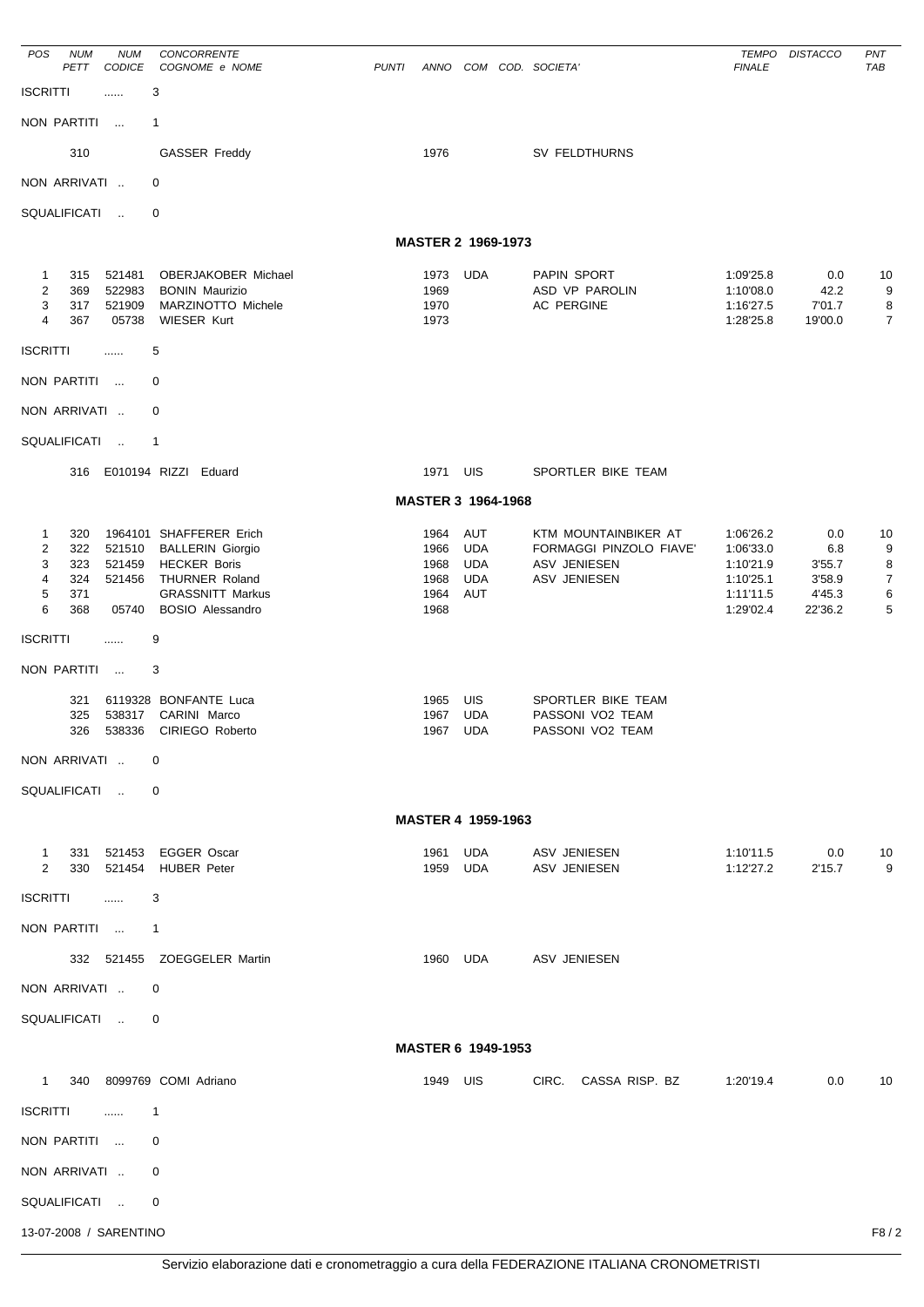| POS | NUM PETT | NUM CODICE | CONCORRENTE COGNOME e NOME | PUNTI | ANNO | COM | COD. SOCIETA' | TEMPO FINALE | DISTACCO | PNT TAB |
|---|---|---|---|---|---|---|---|---|---|---|

ISCRITTI ...... 3

NON PARTITI ... 1

| | 310 | | GASSER Freddy | | 1976 | | SV FELDTHURNS | | | |
|---|---|---|---|---|---|---|---|---|---|---|

NON ARRIVATI .. 0

SQUALIFICATI .. 0

### MASTER 2 1969-1973

| POS | NUM PETT | NUM CODICE | CONCORRENTE COGNOME e NOME | PUNTI | ANNO | COM | COD. SOCIETA' | TEMPO FINALE | DISTACCO | PNT TAB |
|---|---|---|---|---|---|---|---|---|---|---|
| 1 | 315 | 521481 | OBERJAKOBER Michael | | 1973 | UDA | PAPIN SPORT | 1:09'25.8 | 0.0 | 10 |
| 2 | 369 | 522983 | BONIN Maurizio | | 1969 | | ASD VP PAROLIN | 1:10'08.0 | 42.2 | 9 |
| 3 | 317 | 521909 | MARZINOTTO Michele | | 1970 | | AC PERGINE | 1:16'27.5 | 7'01.7 | 8 |
| 4 | 367 | 05738 | WIESER Kurt | | 1973 | | | 1:28'25.8 | 19'00.0 | 7 |

ISCRITTI ...... 5

NON PARTITI ... 0

NON ARRIVATI .. 0

SQUALIFICATI .. 1

| | 316 | E010194 | RIZZI Eduard | | 1971 | UIS | SPORTLER BIKE TEAM | | | |
|---|---|---|---|---|---|---|---|---|---|---|

### MASTER 3 1964-1968

| POS | NUM PETT | NUM CODICE | CONCORRENTE COGNOME e NOME | PUNTI | ANNO | COM | COD. SOCIETA' | TEMPO FINALE | DISTACCO | PNT TAB |
|---|---|---|---|---|---|---|---|---|---|---|
| 1 | 320 | 1964101 | SHAFFERER Erich | | 1964 | AUT | KTM MOUNTAINBIKER AT | 1:06'26.2 | 0.0 | 10 |
| 2 | 322 | 521510 | BALLERIN Giorgio | | 1966 | UDA | FORMAGGI PINZOLO FIAVE' | 1:06'33.0 | 6.8 | 9 |
| 3 | 323 | 521459 | HECKER Boris | | 1968 | UDA | ASV JENIESEN | 1:10'21.9 | 3'55.7 | 8 |
| 4 | 324 | 521456 | THURNER Roland | | 1968 | UDA | ASV JENIESEN | 1:10'25.1 | 3'58.9 | 7 |
| 5 | 371 | | GRASSNITT Markus | | 1964 | AUT | | 1:11'11.5 | 4'45.3 | 6 |
| 6 | 368 | 05740 | BOSIO Alessandro | | 1968 | | | 1:29'02.4 | 22'36.2 | 5 |

ISCRITTI ...... 9

NON PARTITI ... 3

| | 321 | 6119328 | BONFANTE Luca | | 1965 | UIS | SPORTLER BIKE TEAM | | | |
|---|---|---|---|---|---|---|---|---|---|---|
| | 325 | 538317 | CARINI Marco | | 1967 | UDA | PASSONI VO2 TEAM | | | |
| | 326 | 538336 | CIRIEGO Roberto | | 1967 | UDA | PASSONI VO2 TEAM | | | |

NON ARRIVATI .. 0

SQUALIFICATI .. 0

### MASTER 4 1959-1963

| POS | NUM PETT | NUM CODICE | CONCORRENTE COGNOME e NOME | PUNTI | ANNO | COM | COD. SOCIETA' | TEMPO FINALE | DISTACCO | PNT TAB |
|---|---|---|---|---|---|---|---|---|---|---|
| 1 | 331 | 521453 | EGGER Oscar | | 1961 | UDA | ASV JENIESEN | 1:10'11.5 | 0.0 | 10 |
| 2 | 330 | 521454 | HUBER Peter | | 1959 | UDA | ASV JENIESEN | 1:12'27.2 | 2'15.7 | 9 |

ISCRITTI ...... 3

NON PARTITI ... 1

| | 332 | 521455 | ZOEGGELER Martin | | 1960 | UDA | ASV JENIESEN | | | |
|---|---|---|---|---|---|---|---|---|---|---|

NON ARRIVATI .. 0

SQUALIFICATI .. 0

### MASTER 6 1949-1953

| POS | NUM PETT | NUM CODICE | CONCORRENTE COGNOME e NOME | PUNTI | ANNO | COM | COD. SOCIETA' | TEMPO FINALE | DISTACCO | PNT TAB |
|---|---|---|---|---|---|---|---|---|---|---|
| 1 | 340 | 8099769 | COMI Adriano | | 1949 | UIS | CIRC. CASSA RISP. BZ | 1:20'19.4 | 0.0 | 10 |

ISCRITTI ...... 1

NON PARTITI ... 0

NON ARRIVATI .. 0

SQUALIFICATI .. 0

13-07-2008 / SARENTINO

Servizio elaborazione dati e cronometraggio a cura della FEDERAZIONE ITALIANA CRONOMETRISTI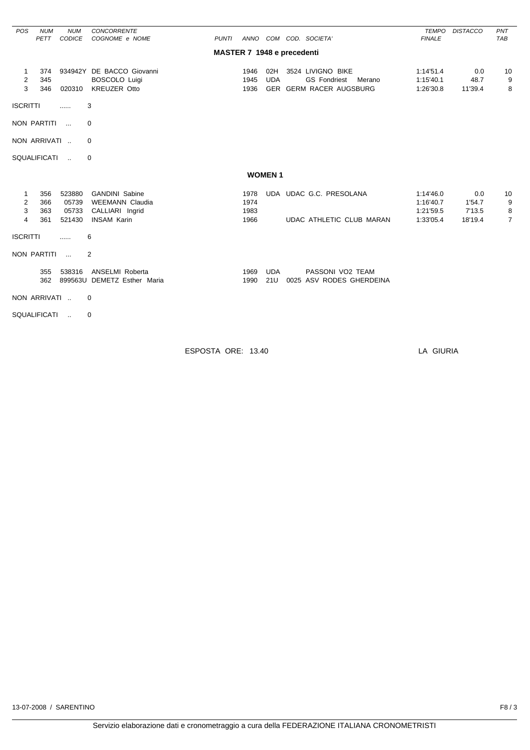| POS | NUM PETT | NUM CODICE | CONCORRENTE COGNOME e NOME | PUNTI | ANNO | COM | COD. SOCIETA' | TEMPO FINALE | DISTACCO | PNT TAB |
|---|---|---|---|---|---|---|---|---|---|---|

## MASTER 7 1948 e precedenti

| POS | NUM PETT | NUM CODICE | CONCORRENTE COGNOME e NOME | PUNTI | ANNO | COM | COD. SOCIETA' | TEMPO FINALE | DISTACCO | PNT TAB |
|---|---|---|---|---|---|---|---|---|---|---|
| 1 | 374 | 934942Y | DE BACCO Giovanni | | 1946 | 02H | 3524 LIVIGNO BIKE | 1:14'51.4 | 0.0 | 10 |
| 2 | 345 | | BOSCOLO Luigi | | 1945 | UDA | GS Fondriest Merano | 1:15'40.1 | 48.7 | 9 |
| 3 | 346 | 020310 | KREUZER Otto | | 1936 | GER | GERM RACER AUGSBURG | 1:26'30.8 | 11'39.4 | 8 |

ISCRITTI ...... 3

NON PARTITI ... 0

NON ARRIVATI .. 0

SQUALIFICATI .. 0

## WOMEN 1

| POS | NUM PETT | NUM CODICE | CONCORRENTE COGNOME e NOME | PUNTI | ANNO | COM | COD. SOCIETA' | TEMPO FINALE | DISTACCO | PNT TAB |
|---|---|---|---|---|---|---|---|---|---|---|
| 1 | 356 | 523880 | GANDINI Sabine | | 1978 | UDA | UDAC G.C. PRESOLANA | 1:14'46.0 | 0.0 | 10 |
| 2 | 366 | 05739 | WEEMANN Claudia | | 1974 | | | 1:16'40.7 | 1'54.7 | 9 |
| 3 | 363 | 05733 | CALLIARI Ingrid | | 1983 | | | 1:21'59.5 | 7'13.5 | 8 |
| 4 | 361 | 521430 | INSAM Karin | | 1966 | | UDAC ATHLETIC CLUB MARAN | 1:33'05.4 | 18'19.4 | 7 |

ISCRITTI ...... 6

NON PARTITI ... 2

| POS | NUM PETT | NUM CODICE | CONCORRENTE COGNOME e NOME | PUNTI | ANNO | COM | COD. SOCIETA' | TEMPO FINALE | DISTACCO | PNT TAB |
|---|---|---|---|---|---|---|---|---|---|---|
| | 355 | 538316 | ANSELMI Roberta | | 1969 | UDA | PASSONI VO2 TEAM | | | |
| | 362 | 899563U | DEMETZ Esther Maria | | 1990 | 21U | 0025 ASV RODES GHERDEINA | | | |

NON ARRIVATI .. 0

SQUALIFICATI .. 0

ESPOSTA ORE: 13.40

LA GIURIA

13-07-2008 / SARENTINO

Servizio elaborazione dati e cronometraggio a cura della FEDERAZIONE ITALIANA CRONOMETRISTI